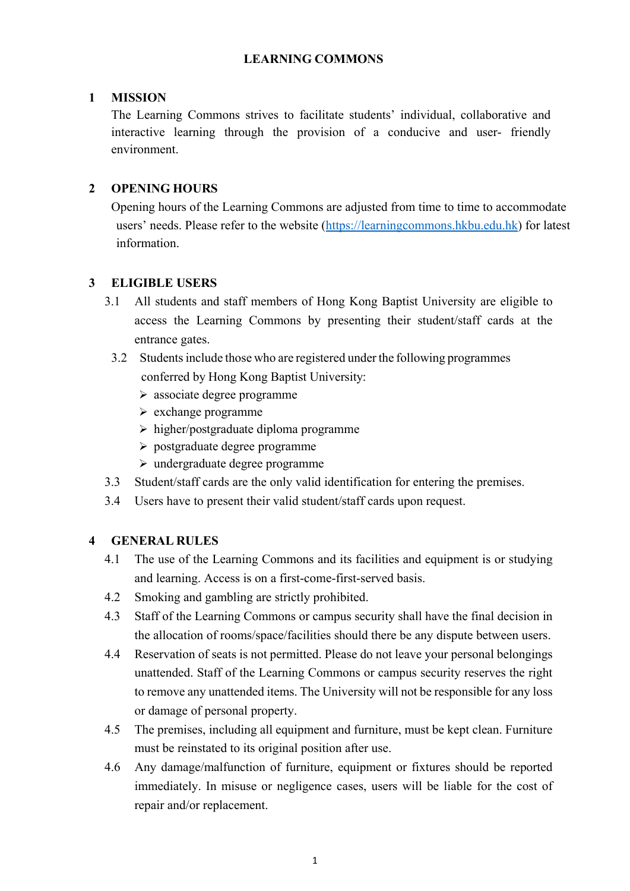# LEARNING COMMONS

## 1 MISSION

The Learning Commons strives to facilitate students' individual, collaborative and interactive learning through the provision of a conducive and user- friendly environment.

## 2 OPENING HOURS

Opening hours of the Learning Commons are adjusted from time to time to accommodate users' needs. Please refer to the website (https://learningcommons.hkbu.edu.hk) for latest information.

## 3 ELIGIBLE USERS

3.1 All students and staff members of Hong Kong Baptist University are eligible to access the Learning Commons by presenting their student/staff cards at the entrance gates.

3.2 Students include those who are registered under the following programmes conferred by Hong Kong Baptist University:

- associate degree programme
- exchange programme
- higher/postgraduate diploma programme
- postgraduate degree programme
- undergraduate degree programme

3.3 Student/staff cards are the only valid identification for entering the premises.

3.4 Users have to present their valid student/staff cards upon request.

## 4 GENERAL RULES

4.1 The use of the Learning Commons and its facilities and equipment is or studying and learning. Access is on a first-come-first-served basis.

4.2 Smoking and gambling are strictly prohibited.

4.3 Staff of the Learning Commons or campus security shall have the final decision in the allocation of rooms/space/facilities should there be any dispute between users.

4.4 Reservation of seats is not permitted. Please do not leave your personal belongings unattended. Staff of the Learning Commons or campus security reserves the right to remove any unattended items. The University will not be responsible for any loss or damage of personal property.

4.5 The premises, including all equipment and furniture, must be kept clean. Furniture must be reinstated to its original position after use.

4.6 Any damage/malfunction of furniture, equipment or fixtures should be reported immediately. In misuse or negligence cases, users will be liable for the cost of repair and/or replacement.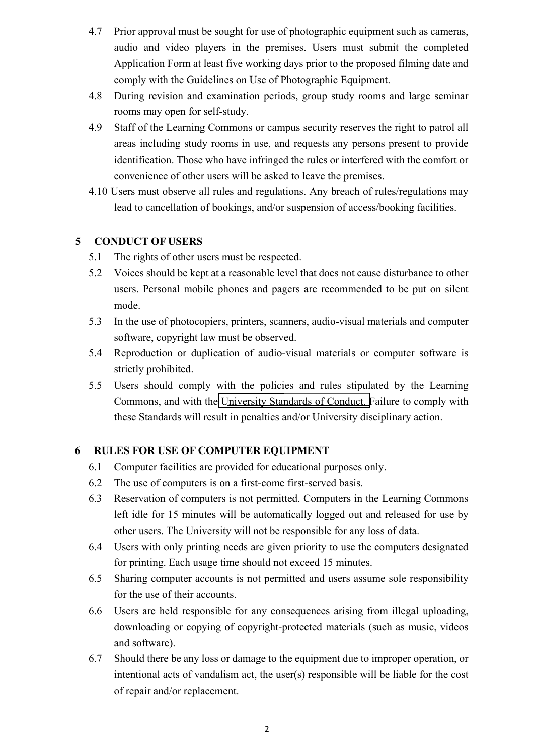4.7 Prior approval must be sought for use of photographic equipment such as cameras, audio and video players in the premises. Users must submit the completed Application Form at least five working days prior to the proposed filming date and comply with the Guidelines on Use of Photographic Equipment.

4.8 During revision and examination periods, group study rooms and large seminar rooms may open for self-study.

4.9 Staff of the Learning Commons or campus security reserves the right to patrol all areas including study rooms in use, and requests any persons present to provide identification. Those who have infringed the rules or interfered with the comfort or convenience of other users will be asked to leave the premises.

4.10 Users must observe all rules and regulations. Any breach of rules/regulations may lead to cancellation of bookings, and/or suspension of access/booking facilities.

## 5 CONDUCT OF USERS

5.1 The rights of other users must be respected.

5.2 Voices should be kept at a reasonable level that does not cause disturbance to other users. Personal mobile phones and pagers are recommended to be put on silent mode.

5.3 In the use of photocopiers, printers, scanners, audio-visual materials and computer software, copyright law must be observed.

5.4 Reproduction or duplication of audio-visual materials or computer software is strictly prohibited.

5.5 Users should comply with the policies and rules stipulated by the Learning Commons, and with the University Standards of Conduct. Failure to comply with these Standards will result in penalties and/or University disciplinary action.

## 6 RULES FOR USE OF COMPUTER EQUIPMENT

6.1 Computer facilities are provided for educational purposes only.

6.2 The use of computers is on a first-come first-served basis.

6.3 Reservation of computers is not permitted. Computers in the Learning Commons left idle for 15 minutes will be automatically logged out and released for use by other users. The University will not be responsible for any loss of data.

6.4 Users with only printing needs are given priority to use the computers designated for printing. Each usage time should not exceed 15 minutes.

6.5 Sharing computer accounts is not permitted and users assume sole responsibility for the use of their accounts.

6.6 Users are held responsible for any consequences arising from illegal uploading, downloading or copying of copyright-protected materials (such as music, videos and software).

6.7 Should there be any loss or damage to the equipment due to improper operation, or intentional acts of vandalism act, the user(s) responsible will be liable for the cost of repair and/or replacement.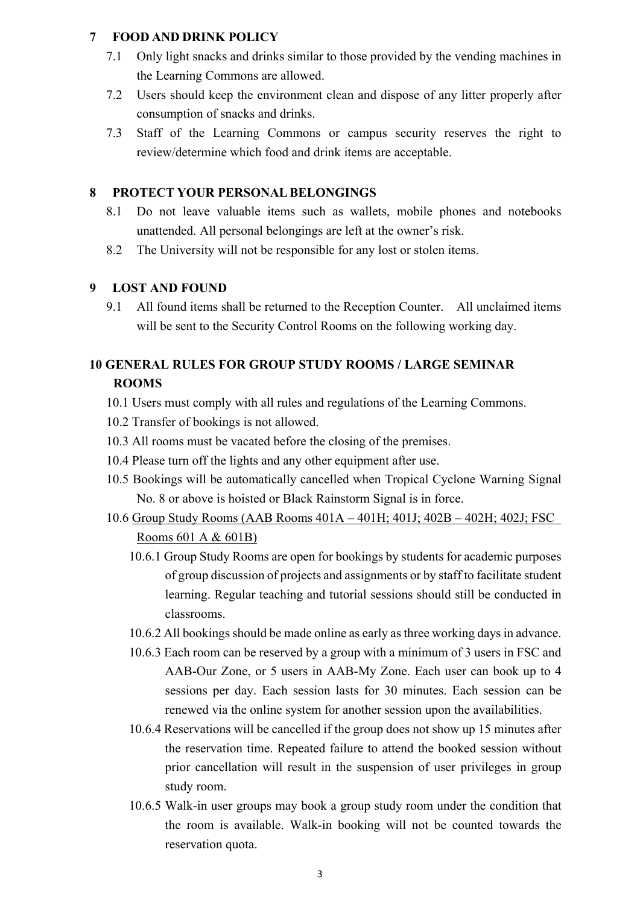## 7 FOOD AND DRINK POLICY

7.1 Only light snacks and drinks similar to those provided by the vending machines in the Learning Commons are allowed.

7.2 Users should keep the environment clean and dispose of any litter properly after consumption of snacks and drinks.

7.3 Staff of the Learning Commons or campus security reserves the right to review/determine which food and drink items are acceptable.

## 8 PROTECT YOUR PERSONAL BELONGINGS

8.1 Do not leave valuable items such as wallets, mobile phones and notebooks unattended. All personal belongings are left at the owner's risk.

8.2 The University will not be responsible for any lost or stolen items.

## 9 LOST AND FOUND

9.1 All found items shall be returned to the Reception Counter. All unclaimed items will be sent to the Security Control Rooms on the following working day.

## 10 GENERAL RULES FOR GROUP STUDY ROOMS / LARGE SEMINAR ROOMS

10.1 Users must comply with all rules and regulations of the Learning Commons.

10.2 Transfer of bookings is not allowed.

10.3 All rooms must be vacated before the closing of the premises.

10.4 Please turn off the lights and any other equipment after use.

10.5 Bookings will be automatically cancelled when Tropical Cyclone Warning Signal No. 8 or above is hoisted or Black Rainstorm Signal is in force.

10.6 <u>Group Study Rooms (AAB Rooms 401A – 401H; 401J; 402B – 402H; 402J; FSC Rooms 601 A & 601B)</u>

10.6.1 Group Study Rooms are open for bookings by students for academic purposes of group discussion of projects and assignments or by staff to facilitate student learning. Regular teaching and tutorial sessions should still be conducted in classrooms.

10.6.2 All bookings should be made online as early as three working days in advance.

10.6.3 Each room can be reserved by a group with a minimum of 3 users in FSC and AAB-Our Zone, or 5 users in AAB-My Zone. Each user can book up to 4 sessions per day. Each session lasts for 30 minutes. Each session can be renewed via the online system for another session upon the availabilities.

10.6.4 Reservations will be cancelled if the group does not show up 15 minutes after the reservation time. Repeated failure to attend the booked session without prior cancellation will result in the suspension of user privileges in group study room.

10.6.5 Walk-in user groups may book a group study room under the condition that the room is available. Walk-in booking will not be counted towards the reservation quota.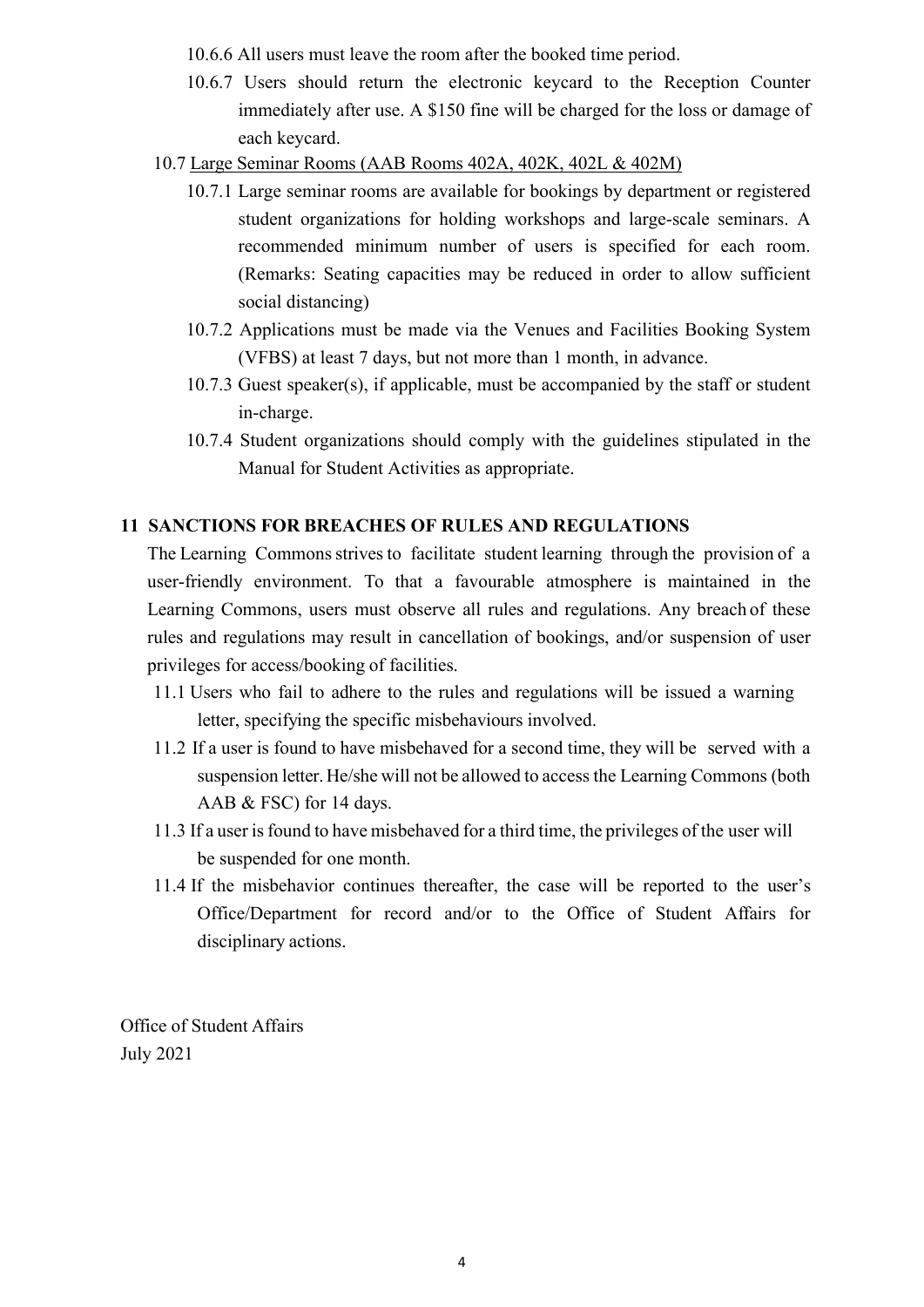10.6.6 All users must leave the room after the booked time period.

10.6.7 Users should return the electronic keycard to the Reception Counter immediately after use. A $150 fine will be charged for the loss or damage of each keycard.

10.7 <u>Large Seminar Rooms (AAB Rooms 402A, 402K, 402L & 402M)</u>

10.7.1 Large seminar rooms are available for bookings by department or registered student organizations for holding workshops and large-scale seminars. A recommended minimum number of users is specified for each room. (Remarks: Seating capacities may be reduced in order to allow sufficient social distancing)

10.7.2 Applications must be made via the Venues and Facilities Booking System (VFBS) at least 7 days, but not more than 1 month, in advance.

10.7.3 Guest speaker(s), if applicable, must be accompanied by the staff or student in-charge.

10.7.4 Student organizations should comply with the guidelines stipulated in the Manual for Student Activities as appropriate.

## 11 SANCTIONS FOR BREACHES OF RULES AND REGULATIONS

The Learning Commons strives to facilitate student learning through the provision of a user-friendly environment. To that a favourable atmosphere is maintained in the Learning Commons, users must observe all rules and regulations. Any breach of these rules and regulations may result in cancellation of bookings, and/or suspension of user privileges for access/booking of facilities.

11.1 Users who fail to adhere to the rules and regulations will be issued a warning letter, specifying the specific misbehaviours involved.

11.2 If a user is found to have misbehaved for a second time, they will be served with a suspension letter. He/she will not be allowed to access the Learning Commons (both AAB & FSC) for 14 days.

11.3 If a user is found to have misbehaved for a third time, the privileges of the user will be suspended for one month.

11.4 If the misbehavior continues thereafter, the case will be reported to the user's Office/Department for record and/or to the Office of Student Affairs for disciplinary actions.

Office of Student Affairs
July 2021